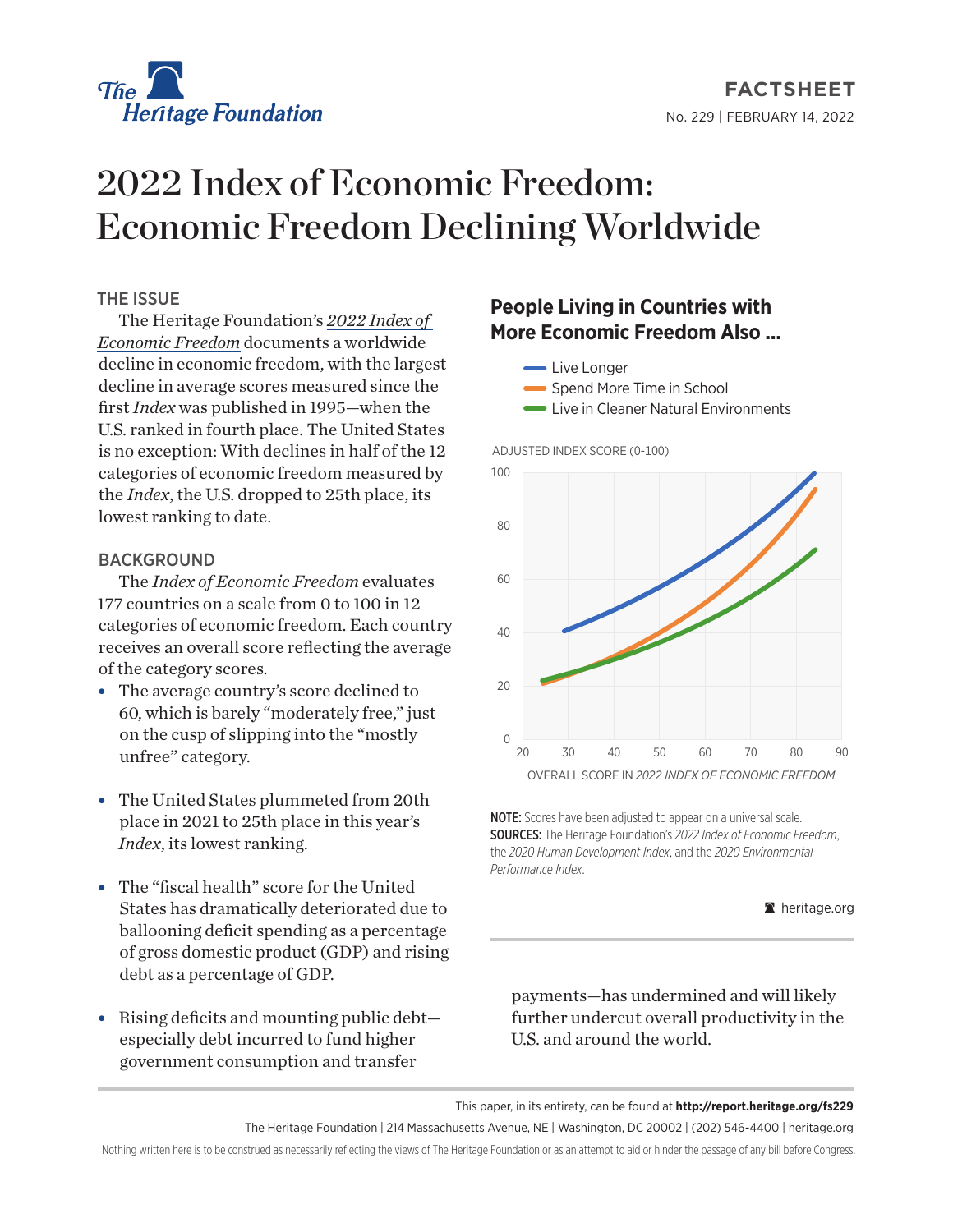FACTSHEET

No. 229 | FEBRUARY 14, 2022

# 2022 Index of Economic Freedom: Economic Freedom Declining Worldwide

## THE ISSUE

The Heritage Foundation's *2022 Index of Economic Freedom* documents a worldwide decline in economic freedom, with the largest decline in average scores measured since the first *Index* was published in 1995—when the U.S. ranked in fourth place. The United States is no exception: With declines in half of the 12 categories of economic freedom measured by the *Index*, the U.S. dropped to 25th place, its lowest ranking to date.

## BACKGROUND

The *Index of Economic Freedom* evaluates 177 countries on a scale from 0 to 100 in 12 categories of economic freedom. Each country receives an overall score reflecting the average of the category scores.

- The average country's score declined to 60, which is barely "moderately free," just on the cusp of slipping into the "mostly unfree" category.
- The United States plummeted from 20th place in 2021 to 25th place in this year's *Index*, its lowest ranking.
- The "fiscal health" score for the United States has dramatically deteriorated due to ballooning deficit spending as a percentage of gross domestic product (GDP) and rising debt as a percentage of GDP.
- Rising deficits and mounting public debt—especially debt incurred to fund higher government consumption and transfer payments—has undermined and will likely further undercut overall productivity in the U.S. and around the world.

### People Living in Countries with More Economic Freedom Also ...

- Live Longer
- Spend More Time in School
- Live in Cleaner Natural Environments

ADJUSTED INDEX SCORE (0-100)

OVERALL SCORE IN *2022 INDEX OF ECONOMIC FREEDOM*

**NOTE:** Scores have been adjusted to appear on a universal scale.
**SOURCES:** The Heritage Foundation's *2022 Index of Economic Freedom*, the *2020 Human Development Index*, and the *2020 Environmental Performance Index*.

heritage.org

This paper, in its entirety, can be found at **http://report.heritage.org/fs229**

The Heritage Foundation | 214 Massachusetts Avenue, NE | Washington, DC 20002 | (202) 546-4400 | heritage.org

Nothing written here is to be construed as necessarily reflecting the views of The Heritage Foundation or as an attempt to aid or hinder the passage of any bill before Congress.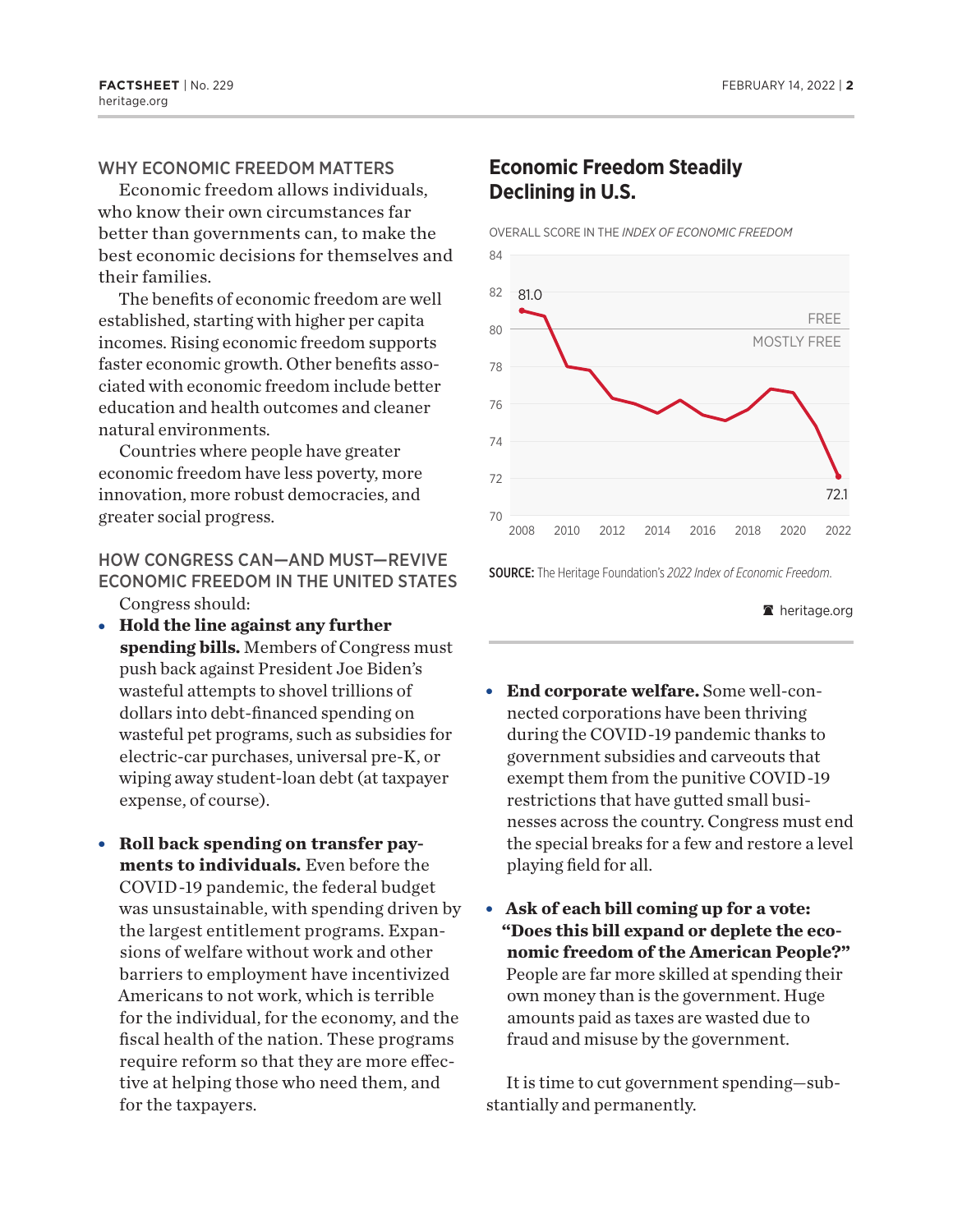## WHY ECONOMIC FREEDOM MATTERS

Economic freedom allows individuals, who know their own circumstances far better than governments can, to make the best economic decisions for themselves and their families.

The benefits of economic freedom are well established, starting with higher per capita incomes. Rising economic freedom supports faster economic growth. Other benefits associated with economic freedom include better education and health outcomes and cleaner natural environments.

Countries where people have greater economic freedom have less poverty, more innovation, more robust democracies, and greater social progress.

## HOW CONGRESS CAN—AND MUST—REVIVE ECONOMIC FREEDOM IN THE UNITED STATES

Congress should:

- **Hold the line against any further spending bills.** Members of Congress must push back against President Joe Biden's wasteful attempts to shovel trillions of dollars into debt-financed spending on wasteful pet programs, such as subsidies for electric-car purchases, universal pre-K, or wiping away student-loan debt (at taxpayer expense, of course).

- **Roll back spending on transfer payments to individuals.** Even before the COVID-19 pandemic, the federal budget was unsustainable, with spending driven by the largest entitlement programs. Expansions of welfare without work and other barriers to employment have incentivized Americans to not work, which is terrible for the individual, for the economy, and the fiscal health of the nation. These programs require reform so that they are more effective at helping those who need them, and for the taxpayers.

### Economic Freedom Steadily Declining in U.S.

OVERALL SCORE IN THE *INDEX OF ECONOMIC FREEDOM*

84
82
80
78
76
74
72
70

81.0

FREE

MOSTLY FREE

72.1

2008 2010 2012 2014 2016 2018 2020 2022

**SOURCE:** The Heritage Foundation's *2022 Index of Economic Freedom*.

heritage.org

- **End corporate welfare.** Some well-connected corporations have been thriving during the COVID-19 pandemic thanks to government subsidies and carveouts that exempt them from the punitive COVID-19 restrictions that have gutted small businesses across the country. Congress must end the special breaks for a few and restore a level playing field for all.

- **Ask of each bill coming up for a vote: "Does this bill expand or deplete the economic freedom of the American People?"** People are far more skilled at spending their own money than is the government. Huge amounts paid as taxes are wasted due to fraud and misuse by the government.

It is time to cut government spending—substantially and permanently.